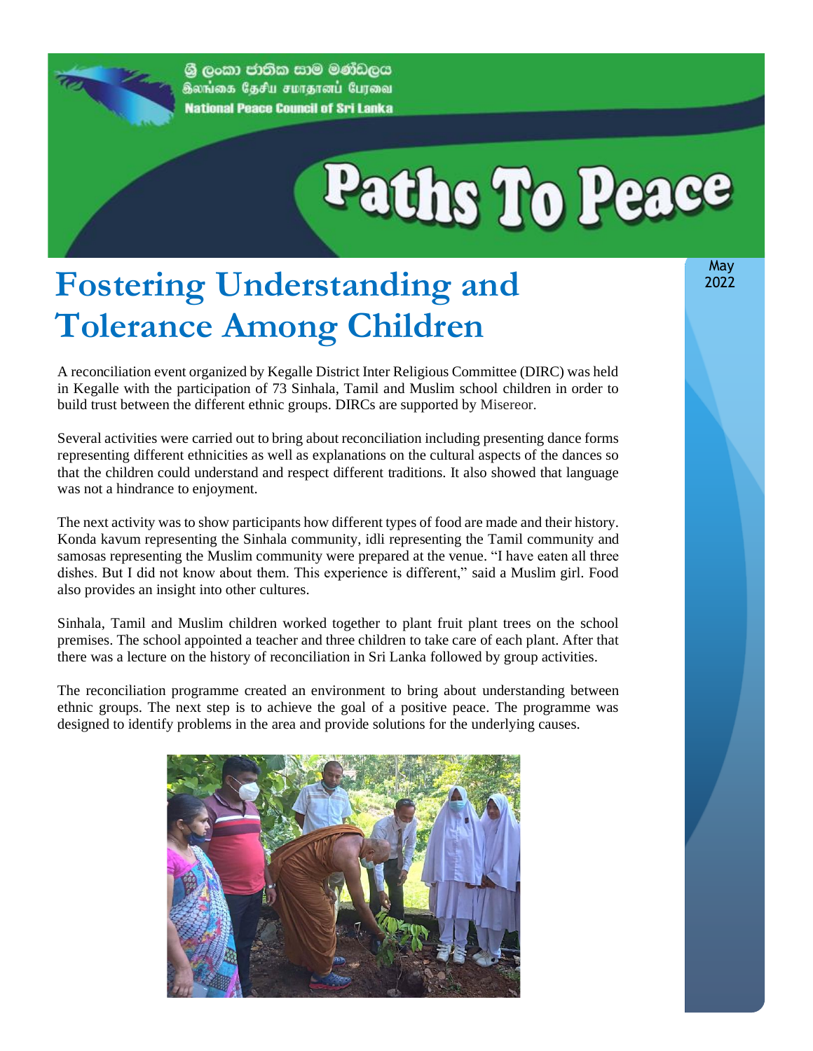ශ්‍රී ලංකා ජාතික සාම මණ්ඩලය
இலங்கை தேசிய சமாதானப் பேரவை
National Peace Council of Sri Lanka

# Paths To Peace

May 2022

## Fostering Understanding and Tolerance Among Children

A reconciliation event organized by Kegalle District Inter Religious Committee (DIRC) was held in Kegalle with the participation of 73 Sinhala, Tamil and Muslim school children in order to build trust between the different ethnic groups. DIRCs are supported by Misereor.

Several activities were carried out to bring about reconciliation including presenting dance forms representing different ethnicities as well as explanations on the cultural aspects of the dances so that the children could understand and respect different traditions. It also showed that language was not a hindrance to enjoyment.

The next activity was to show participants how different types of food are made and their history. Konda kavum representing the Sinhala community, idli representing the Tamil community and samosas representing the Muslim community were prepared at the venue. "I have eaten all three dishes. But I did not know about them. This experience is different," said a Muslim girl. Food also provides an insight into other cultures.

Sinhala, Tamil and Muslim children worked together to plant fruit plant trees on the school premises. The school appointed a teacher and three children to take care of each plant. After that there was a lecture on the history of reconciliation in Sri Lanka followed by group activities.

The reconciliation programme created an environment to bring about understanding between ethnic groups. The next step is to achieve the goal of a positive peace. The programme was designed to identify problems in the area and provide solutions for the underlying causes.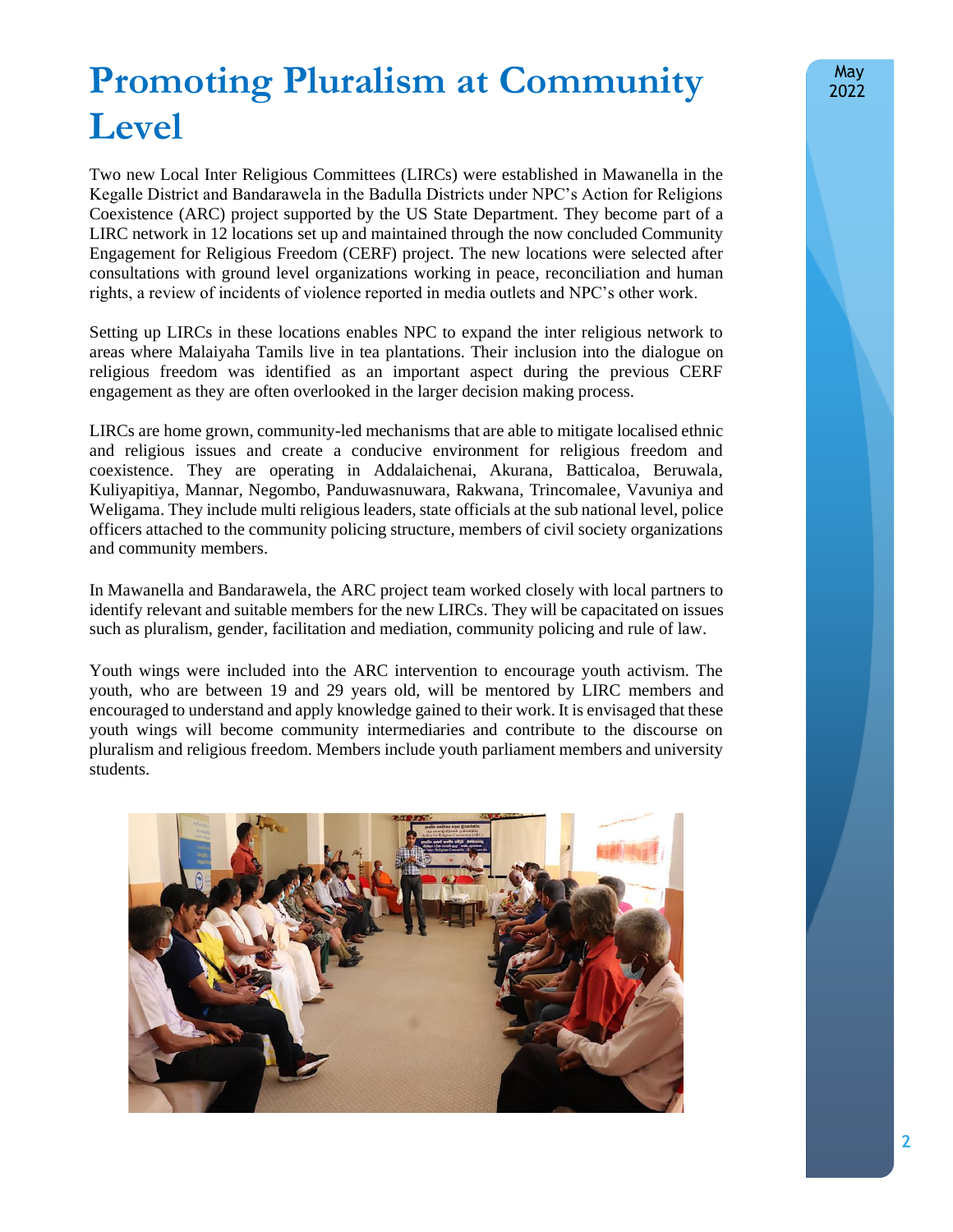# Promoting Pluralism at Community Level

Two new Local Inter Religious Committees (LIRCs) were established in Mawanella in the Kegalle District and Bandarawela in the Badulla Districts under NPC's Action for Religions Coexistence (ARC) project supported by the US State Department. They become part of a LIRC network in 12 locations set up and maintained through the now concluded Community Engagement for Religious Freedom (CERF) project. The new locations were selected after consultations with ground level organizations working in peace, reconciliation and human rights, a review of incidents of violence reported in media outlets and NPC's other work.

Setting up LIRCs in these locations enables NPC to expand the inter religious network to areas where Malaiyaha Tamils live in tea plantations. Their inclusion into the dialogue on religious freedom was identified as an important aspect during the previous CERF engagement as they are often overlooked in the larger decision making process.

LIRCs are home grown, community-led mechanisms that are able to mitigate localised ethnic and religious issues and create a conducive environment for religious freedom and coexistence. They are operating in Addalaichenai, Akurana, Batticaloa, Beruwala, Kuliyapitiya, Mannar, Negombo, Panduwasnuwara, Rakwana, Trincomalee, Vavuniya and Weligama. They include multi religious leaders, state officials at the sub national level, police officers attached to the community policing structure, members of civil society organizations and community members.

In Mawanella and Bandarawela, the ARC project team worked closely with local partners to identify relevant and suitable members for the new LIRCs. They will be capacitated on issues such as pluralism, gender, facilitation and mediation, community policing and rule of law.

Youth wings were included into the ARC intervention to encourage youth activism. The youth, who are between 19 and 29 years old, will be mentored by LIRC members and encouraged to understand and apply knowledge gained to their work. It is envisaged that these youth wings will become community intermediaries and contribute to the discourse on pluralism and religious freedom. Members include youth parliament members and university students.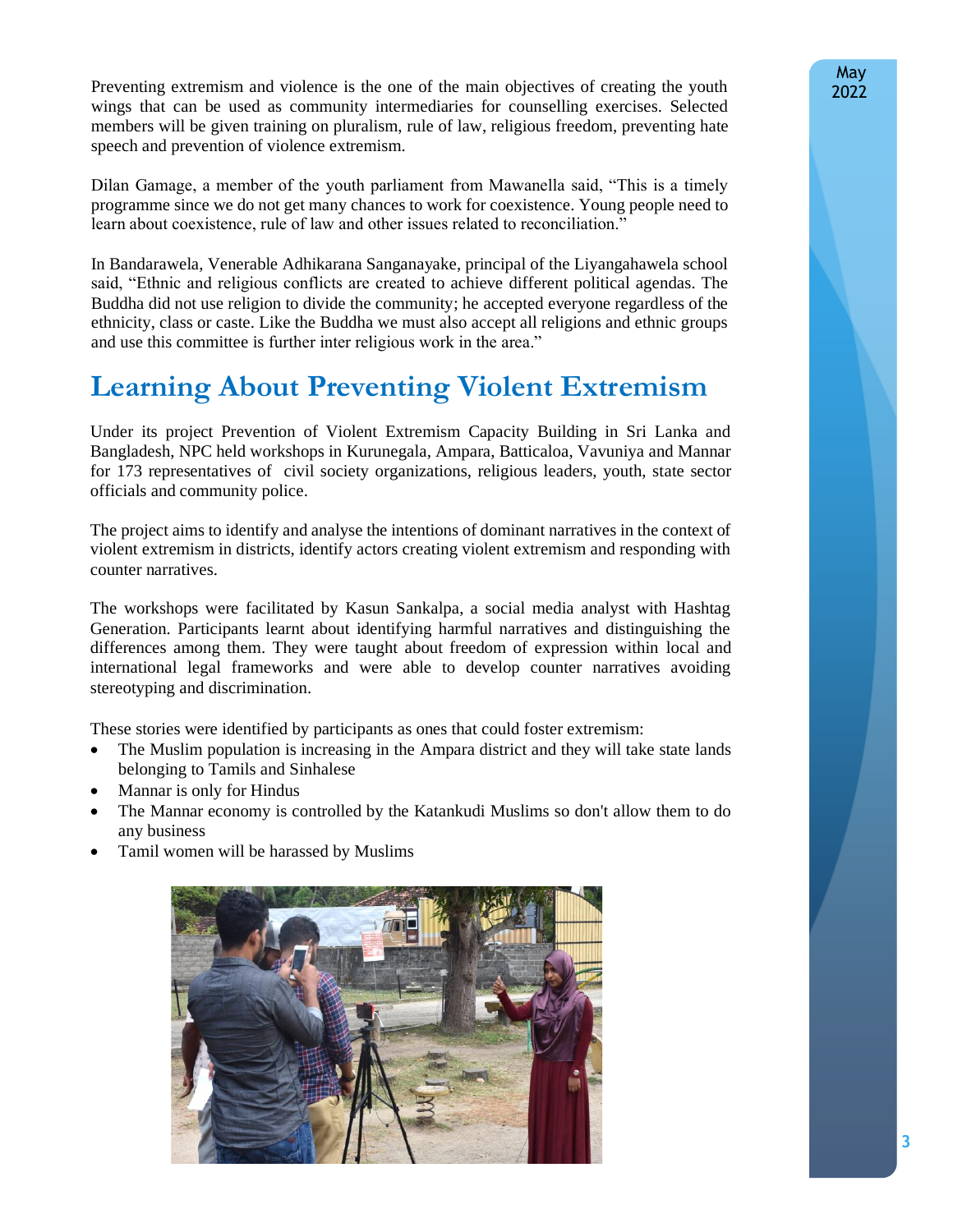Preventing extremism and violence is the one of the main objectives of creating the youth wings that can be used as community intermediaries for counselling exercises. Selected members will be given training on pluralism, rule of law, religious freedom, preventing hate speech and prevention of violence extremism.

Dilan Gamage, a member of the youth parliament from Mawanella said, "This is a timely programme since we do not get many chances to work for coexistence. Young people need to learn about coexistence, rule of law and other issues related to reconciliation."

In Bandarawela, Venerable Adhikarana Sanganayake, principal of the Liyangahawela school said, "Ethnic and religious conflicts are created to achieve different political agendas. The Buddha did not use religion to divide the community; he accepted everyone regardless of the ethnicity, class or caste. Like the Buddha we must also accept all religions and ethnic groups and use this committee is further inter religious work in the area."

## Learning About Preventing Violent Extremism

Under its project Prevention of Violent Extremism Capacity Building in Sri Lanka and Bangladesh, NPC held workshops in Kurunegala, Ampara, Batticaloa, Vavuniya and Mannar for 173 representatives of civil society organizations, religious leaders, youth, state sector officials and community police.

The project aims to identify and analyse the intentions of dominant narratives in the context of violent extremism in districts, identify actors creating violent extremism and responding with counter narratives.

The workshops were facilitated by Kasun Sankalpa, a social media analyst with Hashtag Generation. Participants learnt about identifying harmful narratives and distinguishing the differences among them. They were taught about freedom of expression within local and international legal frameworks and were able to develop counter narratives avoiding stereotyping and discrimination.

These stories were identified by participants as ones that could foster extremism:

- The Muslim population is increasing in the Ampara district and they will take state lands belonging to Tamils and Sinhalese
- Mannar is only for Hindus
- The Mannar economy is controlled by the Katankudi Muslims so don't allow them to do any business
- Tamil women will be harassed by Muslims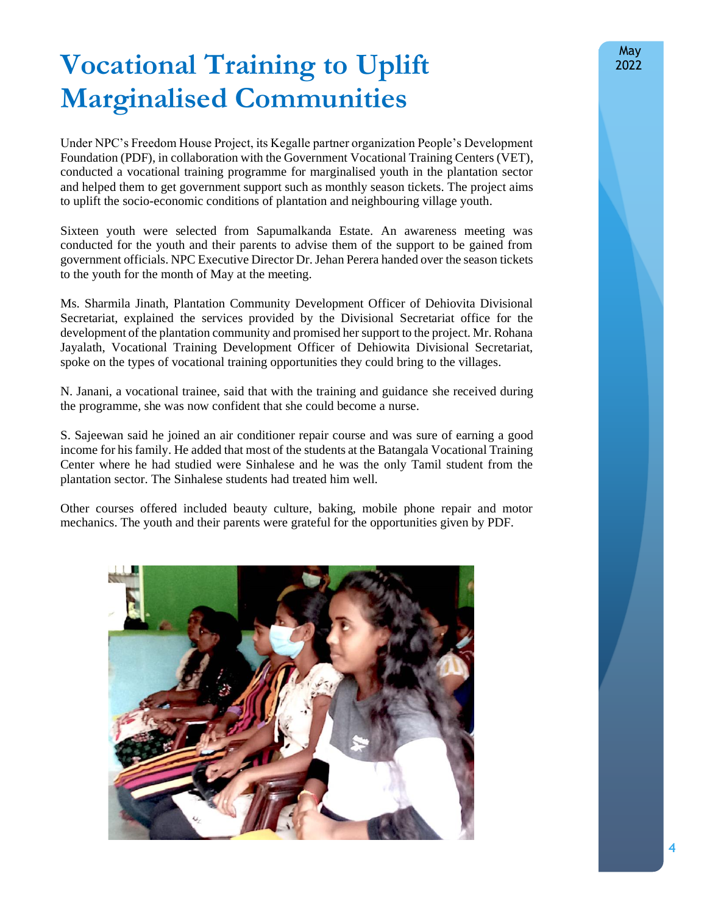# Vocational Training to Uplift Marginalised Communities

Under NPC's Freedom House Project, its Kegalle partner organization People's Development Foundation (PDF), in collaboration with the Government Vocational Training Centers (VET), conducted a vocational training programme for marginalised youth in the plantation sector and helped them to get government support such as monthly season tickets. The project aims to uplift the socio-economic conditions of plantation and neighbouring village youth.

Sixteen youth were selected from Sapumalkanda Estate. An awareness meeting was conducted for the youth and their parents to advise them of the support to be gained from government officials. NPC Executive Director Dr. Jehan Perera handed over the season tickets to the youth for the month of May at the meeting.

Ms. Sharmila Jinath, Plantation Community Development Officer of Dehiovita Divisional Secretariat, explained the services provided by the Divisional Secretariat office for the development of the plantation community and promised her support to the project. Mr. Rohana Jayalath, Vocational Training Development Officer of Dehiowita Divisional Secretariat, spoke on the types of vocational training opportunities they could bring to the villages.

N. Janani, a vocational trainee, said that with the training and guidance she received during the programme, she was now confident that she could become a nurse.

S. Sajeewan said he joined an air conditioner repair course and was sure of earning a good income for his family. He added that most of the students at the Batangala Vocational Training Center where he had studied were Sinhalese and he was the only Tamil student from the plantation sector. The Sinhalese students had treated him well.

Other courses offered included beauty culture, baking, mobile phone repair and motor mechanics. The youth and their parents were grateful for the opportunities given by PDF.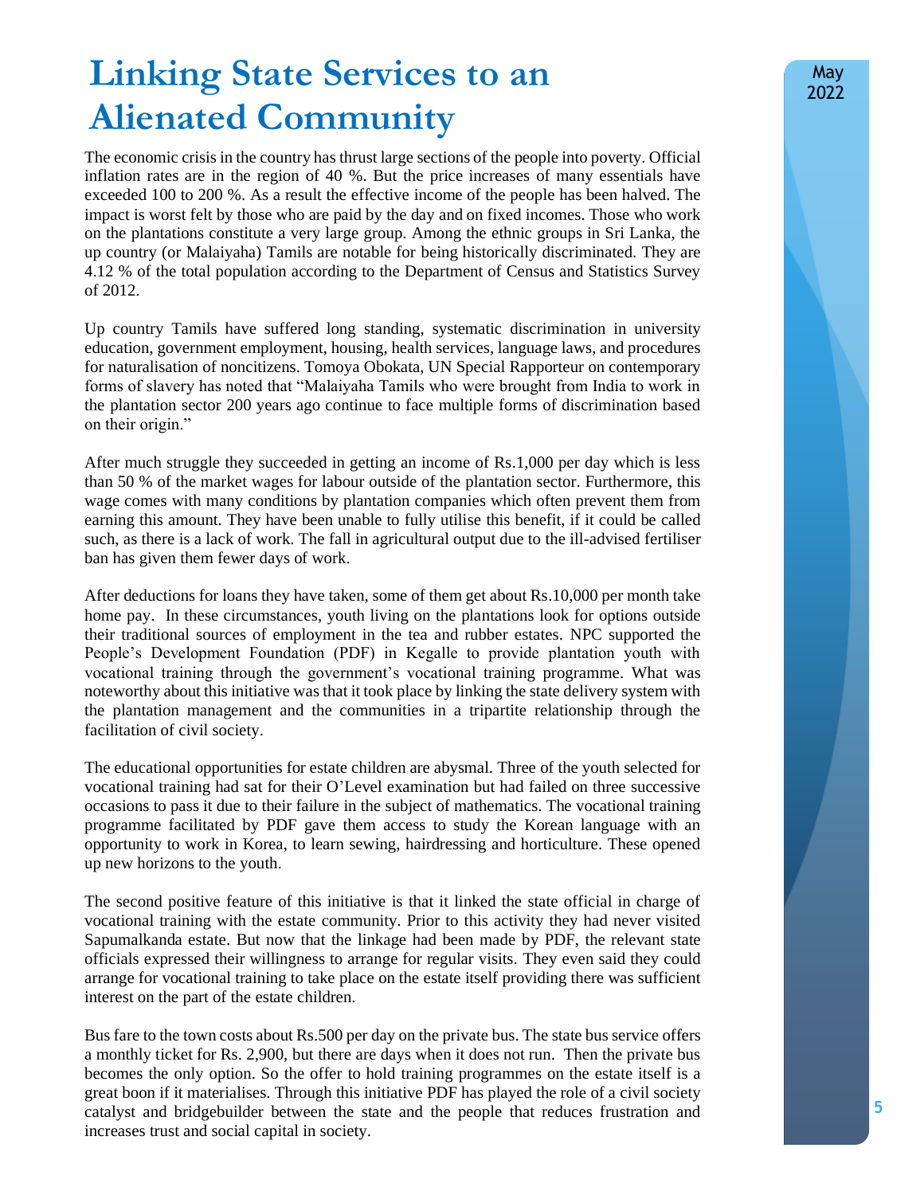# Linking State Services to an Alienated Community

The economic crisis in the country has thrust large sections of the people into poverty. Official inflation rates are in the region of 40 %. But the price increases of many essentials have exceeded 100 to 200 %. As a result the effective income of the people has been halved. The impact is worst felt by those who are paid by the day and on fixed incomes. Those who work on the plantations constitute a very large group. Among the ethnic groups in Sri Lanka, the up country (or Malaiyaha) Tamils are notable for being historically discriminated. They are 4.12 % of the total population according to the Department of Census and Statistics Survey of 2012.

Up country Tamils have suffered long standing, systematic discrimination in university education, government employment, housing, health services, language laws, and procedures for naturalisation of noncitizens. Tomoya Obokata, UN Special Rapporteur on contemporary forms of slavery has noted that "Malaiyaha Tamils who were brought from India to work in the plantation sector 200 years ago continue to face multiple forms of discrimination based on their origin."

After much struggle they succeeded in getting an income of Rs.1,000 per day which is less than 50 % of the market wages for labour outside of the plantation sector. Furthermore, this wage comes with many conditions by plantation companies which often prevent them from earning this amount. They have been unable to fully utilise this benefit, if it could be called such, as there is a lack of work. The fall in agricultural output due to the ill-advised fertiliser ban has given them fewer days of work.

After deductions for loans they have taken, some of them get about Rs.10,000 per month take home pay. In these circumstances, youth living on the plantations look for options outside their traditional sources of employment in the tea and rubber estates. NPC supported the People's Development Foundation (PDF) in Kegalle to provide plantation youth with vocational training through the government's vocational training programme. What was noteworthy about this initiative was that it took place by linking the state delivery system with the plantation management and the communities in a tripartite relationship through the facilitation of civil society.

The educational opportunities for estate children are abysmal. Three of the youth selected for vocational training had sat for their O'Level examination but had failed on three successive occasions to pass it due to their failure in the subject of mathematics. The vocational training programme facilitated by PDF gave them access to study the Korean language with an opportunity to work in Korea, to learn sewing, hairdressing and horticulture. These opened up new horizons to the youth.

The second positive feature of this initiative is that it linked the state official in charge of vocational training with the estate community. Prior to this activity they had never visited Sapumalkanda estate. But now that the linkage had been made by PDF, the relevant state officials expressed their willingness to arrange for regular visits. They even said they could arrange for vocational training to take place on the estate itself providing there was sufficient interest on the part of the estate children.

Bus fare to the town costs about Rs.500 per day on the private bus. The state bus service offers a monthly ticket for Rs. 2,900, but there are days when it does not run. Then the private bus becomes the only option. So the offer to hold training programmes on the estate itself is a great boon if it materialises. Through this initiative PDF has played the role of a civil society catalyst and bridgebuilder between the state and the people that reduces frustration and increases trust and social capital in society.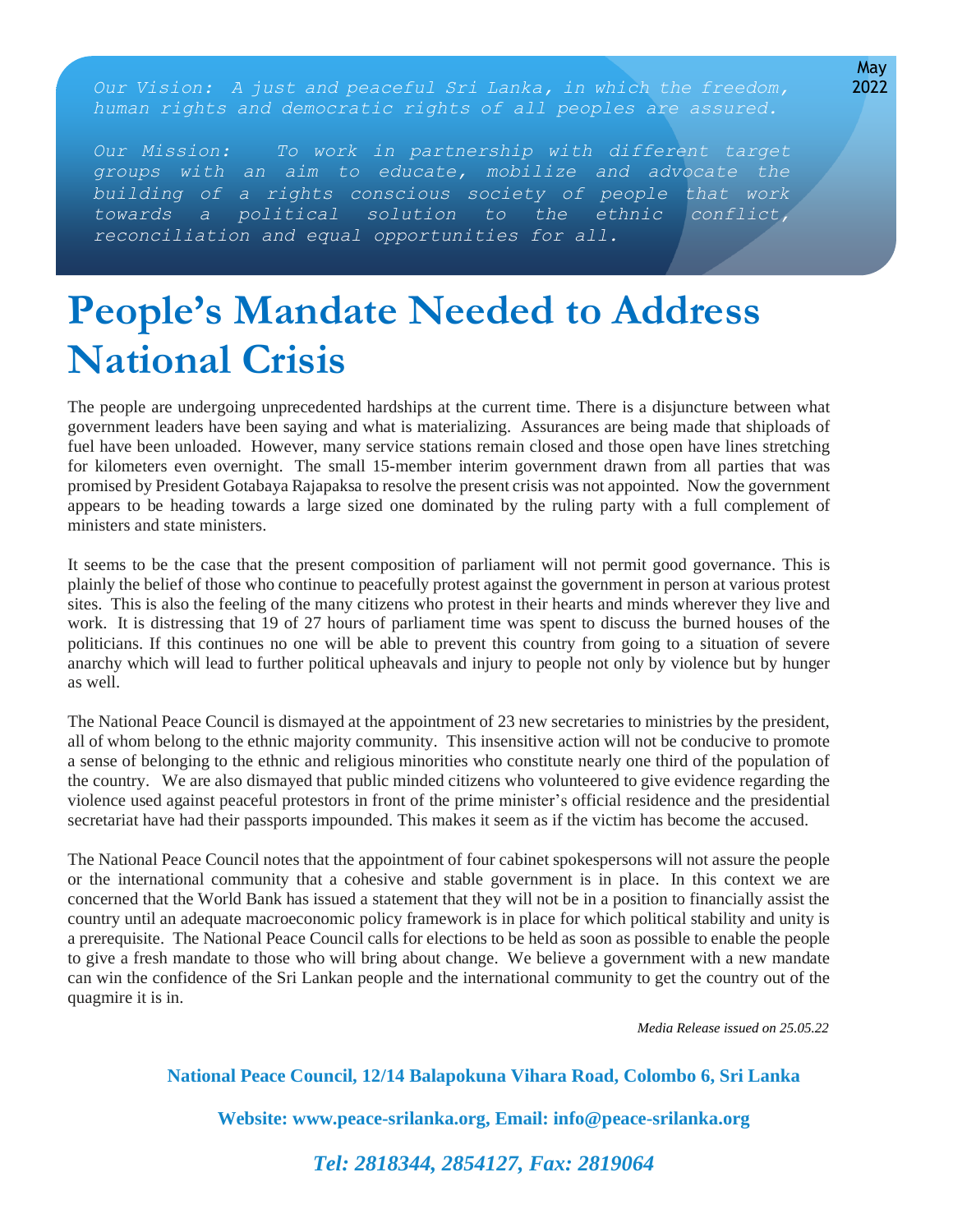May 2022

*Our Vision: A just and peaceful Sri Lanka, in which the freedom, human rights and democratic rights of all peoples are assured.*

*Our Mission: To work in partnership with different target groups with an aim to educate, mobilize and advocate the building of a rights conscious society of people that work towards a political solution to the ethnic conflict, reconciliation and equal opportunities for all.*

# People's Mandate Needed to Address National Crisis

The people are undergoing unprecedented hardships at the current time. There is a disjuncture between what government leaders have been saying and what is materializing. Assurances are being made that shiploads of fuel have been unloaded. However, many service stations remain closed and those open have lines stretching for kilometers even overnight. The small 15-member interim government drawn from all parties that was promised by President Gotabaya Rajapaksa to resolve the present crisis was not appointed. Now the government appears to be heading towards a large sized one dominated by the ruling party with a full complement of ministers and state ministers.

It seems to be the case that the present composition of parliament will not permit good governance. This is plainly the belief of those who continue to peacefully protest against the government in person at various protest sites. This is also the feeling of the many citizens who protest in their hearts and minds wherever they live and work. It is distressing that 19 of 27 hours of parliament time was spent to discuss the burned houses of the politicians. If this continues no one will be able to prevent this country from going to a situation of severe anarchy which will lead to further political upheavals and injury to people not only by violence but by hunger as well.

The National Peace Council is dismayed at the appointment of 23 new secretaries to ministries by the president, all of whom belong to the ethnic majority community. This insensitive action will not be conducive to promote a sense of belonging to the ethnic and religious minorities who constitute nearly one third of the population of the country. We are also dismayed that public minded citizens who volunteered to give evidence regarding the violence used against peaceful protestors in front of the prime minister's official residence and the presidential secretariat have had their passports impounded. This makes it seem as if the victim has become the accused.

The National Peace Council notes that the appointment of four cabinet spokespersons will not assure the people or the international community that a cohesive and stable government is in place. In this context we are concerned that the World Bank has issued a statement that they will not be in a position to financially assist the country until an adequate macroeconomic policy framework is in place for which political stability and unity is a prerequisite. The National Peace Council calls for elections to be held as soon as possible to enable the people to give a fresh mandate to those who will bring about change. We believe a government with a new mandate can win the confidence of the Sri Lankan people and the international community to get the country out of the quagmire it is in.

*Media Release issued on 25.05.22*

**National Peace Council, 12/14 Balapokuna Vihara Road, Colombo 6, Sri Lanka**

**Website: www.peace-srilanka.org, Email: info@peace-srilanka.org**

***Tel: 2818344, 2854127, Fax: 2819064***